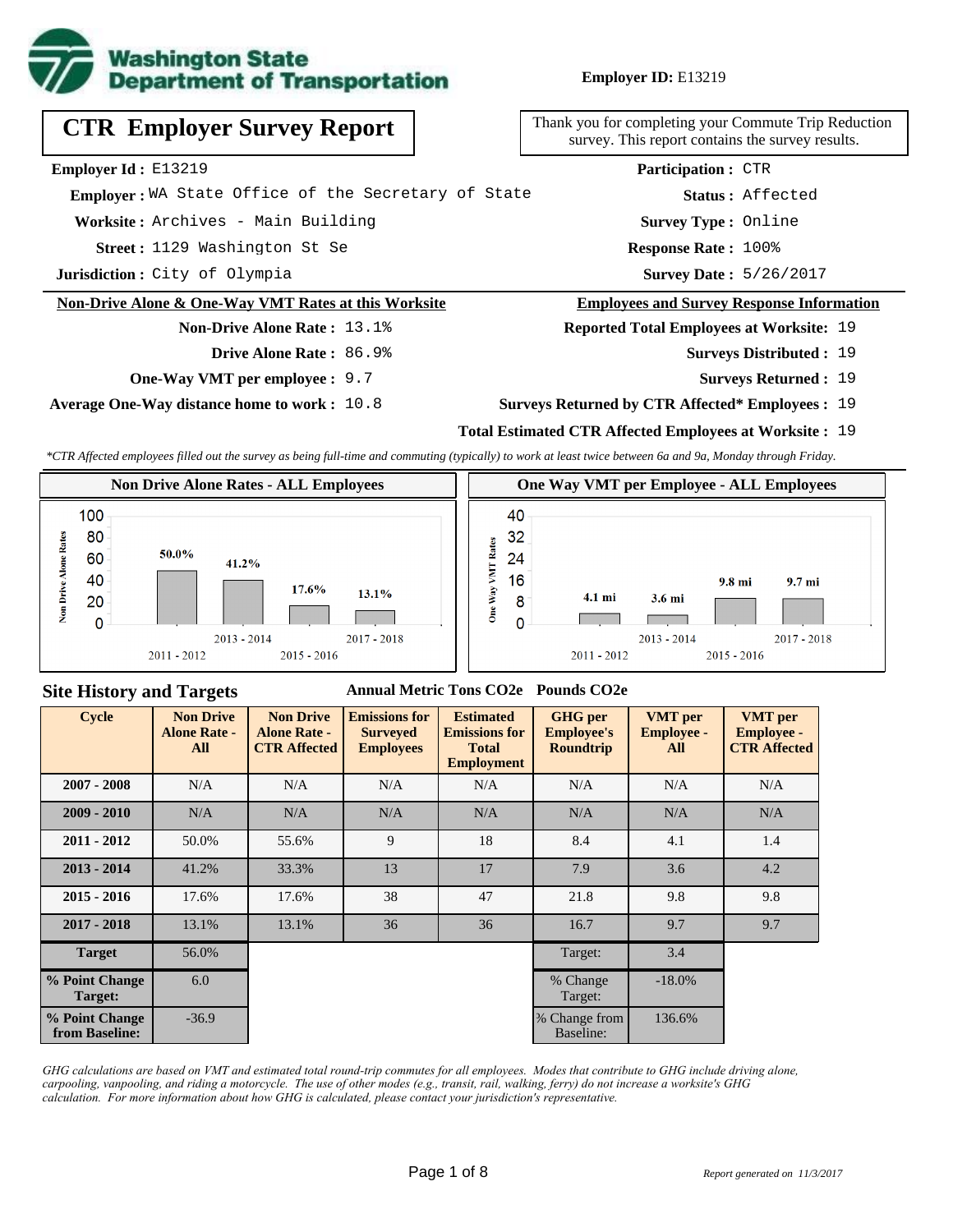**Employer ID:** E13219

# CTR Employer Survey Report

Thank you for completing your Commute Trip Reduction survey. This report contains the survey results.

**Employer Id :** E13219
**Employer :** WA State Office of the Secretary of State
**Worksite :** Archives - Main Building
**Street :** 1129 Washington St Se
**Jurisdiction :** City of Olympia

**Participation :** CTR
**Status :** Affected
**Survey Type :** Online
**Response Rate :** 100%
**Survey Date :** 5/26/2017

## Non-Drive Alone & One-Way VMT Rates at this Worksite

**Non-Drive Alone Rate :** 13.1%
**Drive Alone Rate :** 86.9%
**One-Way VMT per employee :** 9.7
**Average One-Way distance home to work :** 10.8

## Employees and Survey Response Information

**Reported Total Employees at Worksite:** 19
**Surveys Distributed :** 19
**Surveys Returned :** 19
**Surveys Returned by CTR Affected* Employees :** 19
**Total Estimated CTR Affected Employees at Worksite :** 19

*\*CTR Affected employees filled out the survey as being full-time and commuting (typically) to work at least twice between 6a and 9a, Monday through Friday.*

### Non Drive Alone Rates - ALL Employees

| Cycle | Non Drive Alone Rate |
|---|---|
| 2011 - 2012 | 50.0% |
| 2013 - 2014 | 41.2% |
| 2015 - 2016 | 17.6% |
| 2017 - 2018 | 13.1% |

### One Way VMT per Employee - ALL Employees

| Cycle | One Way VMT |
|---|---|
| 2011 - 2012 | 4.1 mi |
| 2013 - 2014 | 3.6 mi |
| 2015 - 2016 | 9.8 mi |
| 2017 - 2018 | 9.7 mi |

## Site History and Targets

| Cycle | Non Drive Alone Rate - All | Non Drive Alone Rate - CTR Affected | Emissions for Surveyed Employees (Annual Metric Tons CO2e) | Estimated Emissions for Total Employment (Annual Metric Tons CO2e) | GHG per Employee's Roundtrip (Pounds CO2e) | VMT per Employee - All | VMT per Employee - CTR Affected |
|---|---|---|---|---|---|---|---|
| 2007 - 2008 | N/A | N/A | N/A | N/A | N/A | N/A | N/A |
| 2009 - 2010 | N/A | N/A | N/A | N/A | N/A | N/A | N/A |
| 2011 - 2012 | 50.0% | 55.6% | 9 | 18 | 8.4 | 4.1 | 1.4 |
| 2013 - 2014 | 41.2% | 33.3% | 13 | 17 | 7.9 | 3.6 | 4.2 |
| 2015 - 2016 | 17.6% | 17.6% | 38 | 47 | 21.8 | 9.8 | 9.8 |
| 2017 - 2018 | 13.1% | 13.1% | 36 | 36 | 16.7 | 9.7 | 9.7 |
| Target | 56.0% | | | | Target: | 3.4 | |
| % Point Change Target: | 6.0 | | | | % Change Target: | -18.0% | |
| % Point Change from Baseline: | -36.9 | | | | % Change from Baseline: | 136.6% | |

*GHG calculations are based on VMT and estimated total round-trip commutes for all employees. Modes that contribute to GHG include driving alone, carpooling, vanpooling, and riding a motorcycle. The use of other modes (e.g., transit, rail, walking, ferry) do not increase a worksite's GHG calculation. For more information about how GHG is calculated, please contact your jurisdiction's representative.*

*Report generated on 11/3/2017*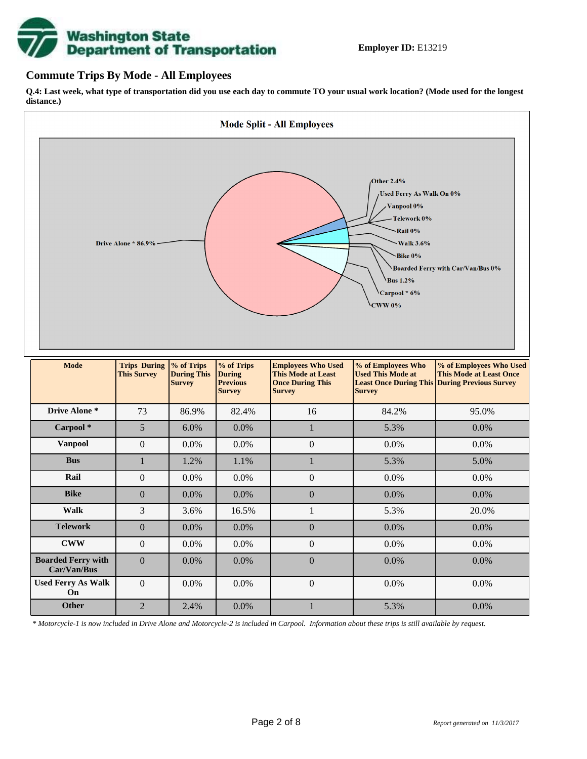**Employer ID:** E13219

## Commute Trips By Mode - All Employees

**Q.4: Last week, what type of transportation did you use each day to commute TO your usual work location? (Mode used for the longest distance.)**

**Mode Split - All Employees**

Drive Alone * 86.9%
Other 2.4%
Used Ferry As Walk On 0%
Vanpool 0%
Telework 0%
Rail 0%
Walk 3.6%
Bike 0%
Boarded Ferry with Car/Van/Bus 0%
Bus 1.2%
Carpool * 6%
CWW 0%

| Mode | Trips During This Survey | % of Trips During This Survey | % of Trips During Previous Survey | Employees Who Used This Mode at Least Once During This Survey | % of Employees Who Used This Mode at Least Once During This Survey | % of Employees Who Used This Mode at Least Once During Previous Survey |
|---|---|---|---|---|---|---|
| **Drive Alone *** | 73 | 86.9% | 82.4% | 16 | 84.2% | 95.0% |
| **Carpool *** | 5 | 6.0% | 0.0% | 1 | 5.3% | 0.0% |
| **Vanpool** | 0 | 0.0% | 0.0% | 0 | 0.0% | 0.0% |
| **Bus** | 1 | 1.2% | 1.1% | 1 | 5.3% | 5.0% |
| **Rail** | 0 | 0.0% | 0.0% | 0 | 0.0% | 0.0% |
| **Bike** | 0 | 0.0% | 0.0% | 0 | 0.0% | 0.0% |
| **Walk** | 3 | 3.6% | 16.5% | 1 | 5.3% | 20.0% |
| **Telework** | 0 | 0.0% | 0.0% | 0 | 0.0% | 0.0% |
| **CWW** | 0 | 0.0% | 0.0% | 0 | 0.0% | 0.0% |
| **Boarded Ferry with Car/Van/Bus** | 0 | 0.0% | 0.0% | 0 | 0.0% | 0.0% |
| **Used Ferry As Walk On** | 0 | 0.0% | 0.0% | 0 | 0.0% | 0.0% |
| **Other** | 2 | 2.4% | 0.0% | 1 | 5.3% | 0.0% |

*\* Motorcycle-1 is now included in Drive Alone and Motorcycle-2 is included in Carpool. Information about these trips is still available by request.*

*Report generated on 11/3/2017*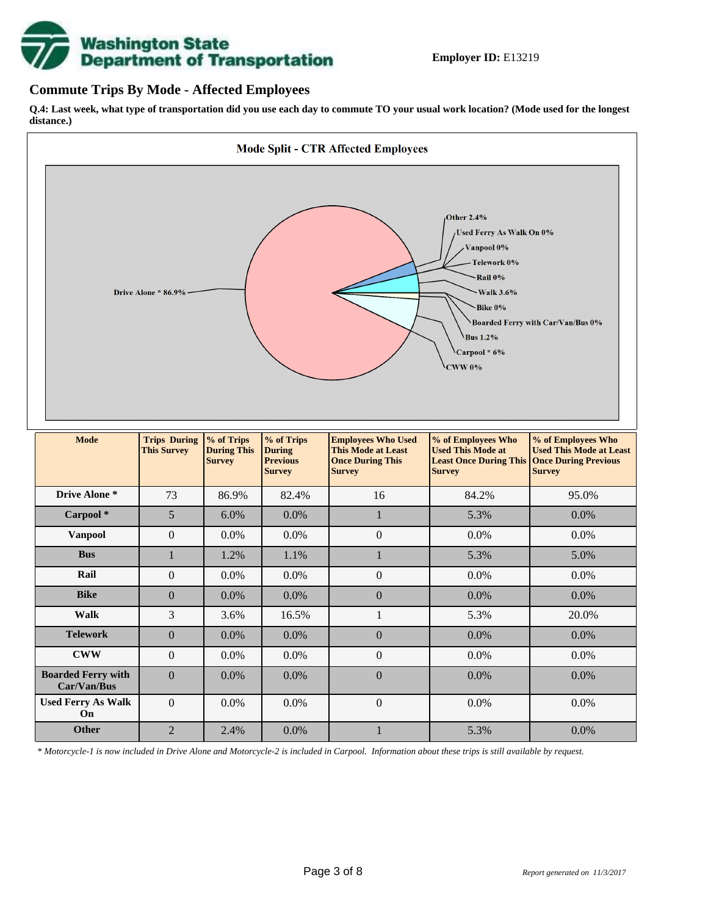**Employer ID:** E13219

## Commute Trips By Mode - Affected Employees

**Q.4: Last week, what type of transportation did you use each day to commute TO your usual work location? (Mode used for the longest distance.)**

**Mode Split - CTR Affected Employees**

Drive Alone * 86.9%
Other 2.4%
Used Ferry As Walk On 0%
Vanpool 0%
Telework 0%
Rail 0%
Walk 3.6%
Bike 0%
Boarded Ferry with Car/Van/Bus 0%
Bus 1.2%
Carpool * 6%
CWW 0%

| Mode | Trips During This Survey | % of Trips During This Survey | % of Trips During Previous Survey | Employees Who Used This Mode at Least Once During This Survey | % of Employees Who Used This Mode at Least Once During This Survey | % of Employees Who Used This Mode at Least Once During Previous Survey |
|---|---|---|---|---|---|---|
| **Drive Alone *** | 73 | 86.9% | 82.4% | 16 | 84.2% | 95.0% |
| **Carpool *** | 5 | 6.0% | 0.0% | 1 | 5.3% | 0.0% |
| **Vanpool** | 0 | 0.0% | 0.0% | 0 | 0.0% | 0.0% |
| **Bus** | 1 | 1.2% | 1.1% | 1 | 5.3% | 5.0% |
| **Rail** | 0 | 0.0% | 0.0% | 0 | 0.0% | 0.0% |
| **Bike** | 0 | 0.0% | 0.0% | 0 | 0.0% | 0.0% |
| **Walk** | 3 | 3.6% | 16.5% | 1 | 5.3% | 20.0% |
| **Telework** | 0 | 0.0% | 0.0% | 0 | 0.0% | 0.0% |
| **CWW** | 0 | 0.0% | 0.0% | 0 | 0.0% | 0.0% |
| **Boarded Ferry with Car/Van/Bus** | 0 | 0.0% | 0.0% | 0 | 0.0% | 0.0% |
| **Used Ferry As Walk On** | 0 | 0.0% | 0.0% | 0 | 0.0% | 0.0% |
| **Other** | 2 | 2.4% | 0.0% | 1 | 5.3% | 0.0% |

*\* Motorcycle-1 is now included in Drive Alone and Motorcycle-2 is included in Carpool. Information about these trips is still available by request.*

*Report generated on 11/3/2017*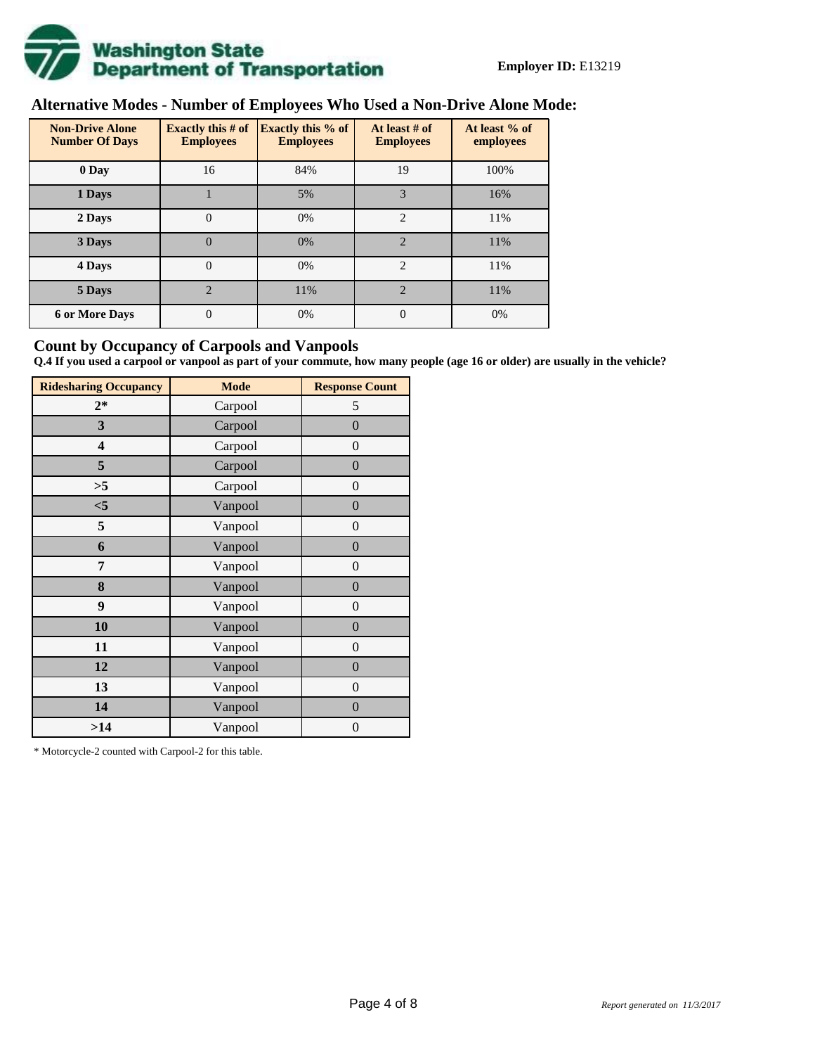**Employer ID:** E13219

## Alternative Modes - Number of Employees Who Used a Non-Drive Alone Mode:

| Non-Drive Alone Number Of Days | Exactly this # of Employees | Exactly this % of Employees | At least # of Employees | At least % of employees |
|---|---|---|---|---|
| 0 Day | 16 | 84% | 19 | 100% |
| 1 Days | 1 | 5% | 3 | 16% |
| 2 Days | 0 | 0% | 2 | 11% |
| 3 Days | 0 | 0% | 2 | 11% |
| 4 Days | 0 | 0% | 2 | 11% |
| 5 Days | 2 | 11% | 2 | 11% |
| 6 or More Days | 0 | 0% | 0 | 0% |

## Count by Occupancy of Carpools and Vanpools

**Q.4 If you used a carpool or vanpool as part of your commute, how many people (age 16 or older) are usually in the vehicle?**

| Ridesharing Occupancy | Mode | Response Count |
|---|---|---|
| 2* | Carpool | 5 |
| 3 | Carpool | 0 |
| 4 | Carpool | 0 |
| 5 | Carpool | 0 |
| >5 | Carpool | 0 |
| <5 | Vanpool | 0 |
| 5 | Vanpool | 0 |
| 6 | Vanpool | 0 |
| 7 | Vanpool | 0 |
| 8 | Vanpool | 0 |
| 9 | Vanpool | 0 |
| 10 | Vanpool | 0 |
| 11 | Vanpool | 0 |
| 12 | Vanpool | 0 |
| 13 | Vanpool | 0 |
| 14 | Vanpool | 0 |
| >14 | Vanpool | 0 |

* Motorcycle-2 counted with Carpool-2 for this table.

*Report generated on 11/3/2017*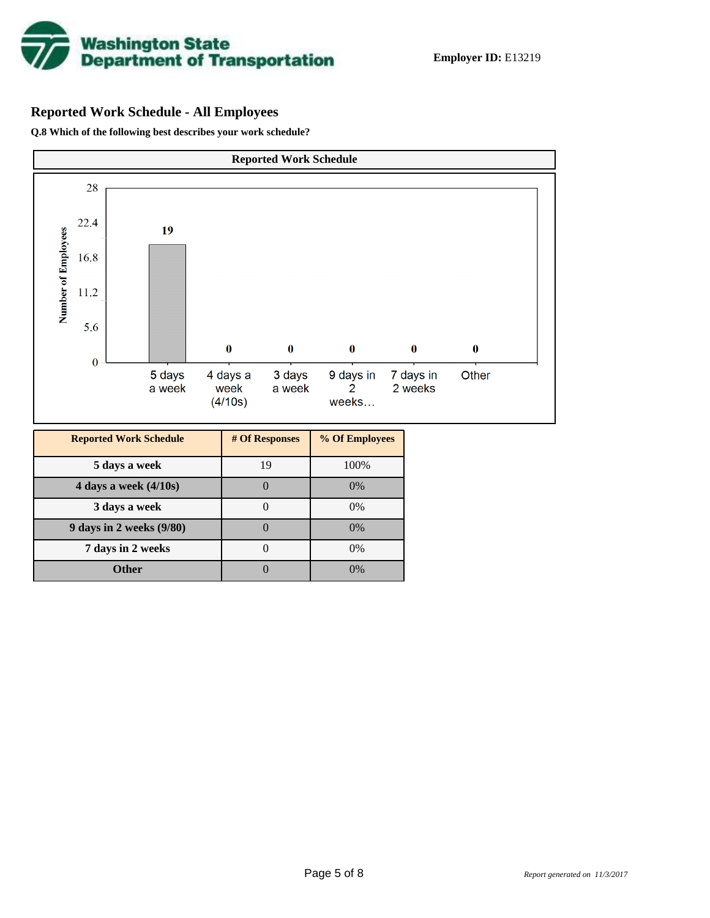**Employer ID:** E13219

## Reported Work Schedule - All Employees

**Q.8 Which of the following best describes your work schedule?**

| Reported Work Schedule | # Of Responses | % Of Employees |
|---|---|---|
| 5 days a week | 19 | 100% |
| 4 days a week (4/10s) | 0 | 0% |
| 3 days a week | 0 | 0% |
| 9 days in 2 weeks (9/80) | 0 | 0% |
| 7 days in 2 weeks | 0 | 0% |
| Other | 0 | 0% |

*Report generated on 11/3/2017*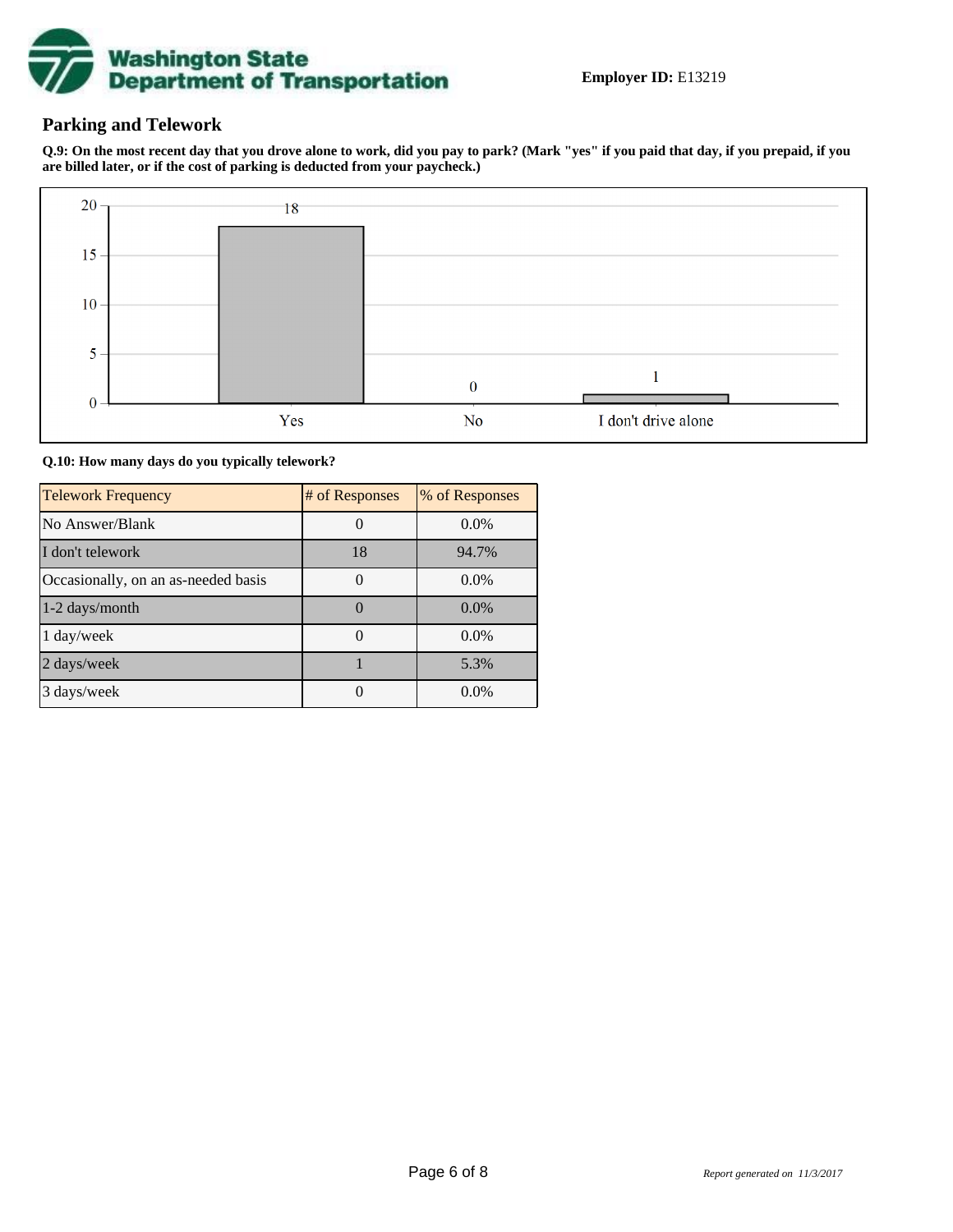**Employer ID:** E13219

## Parking and Telework

**Q.9: On the most recent day that you drove alone to work, did you pay to park? (Mark "yes" if you paid that day, if you prepaid, if you are billed later, or if the cost of parking is deducted from your paycheck.)**

| Response | Count |
|---|---|
| Yes | 18 |
| No | 0 |
| I don't drive alone | 1 |

**Q.10: How many days do you typically telework?**

| Telework Frequency | # of Responses | % of Responses |
|---|---|---|
| No Answer/Blank | 0 | 0.0% |
| I don't telework | 18 | 94.7% |
| Occasionally, on an as-needed basis | 0 | 0.0% |
| 1-2 days/month | 0 | 0.0% |
| 1 day/week | 0 | 0.0% |
| 2 days/week | 1 | 5.3% |
| 3 days/week | 0 | 0.0% |

*Report generated on 11/3/2017*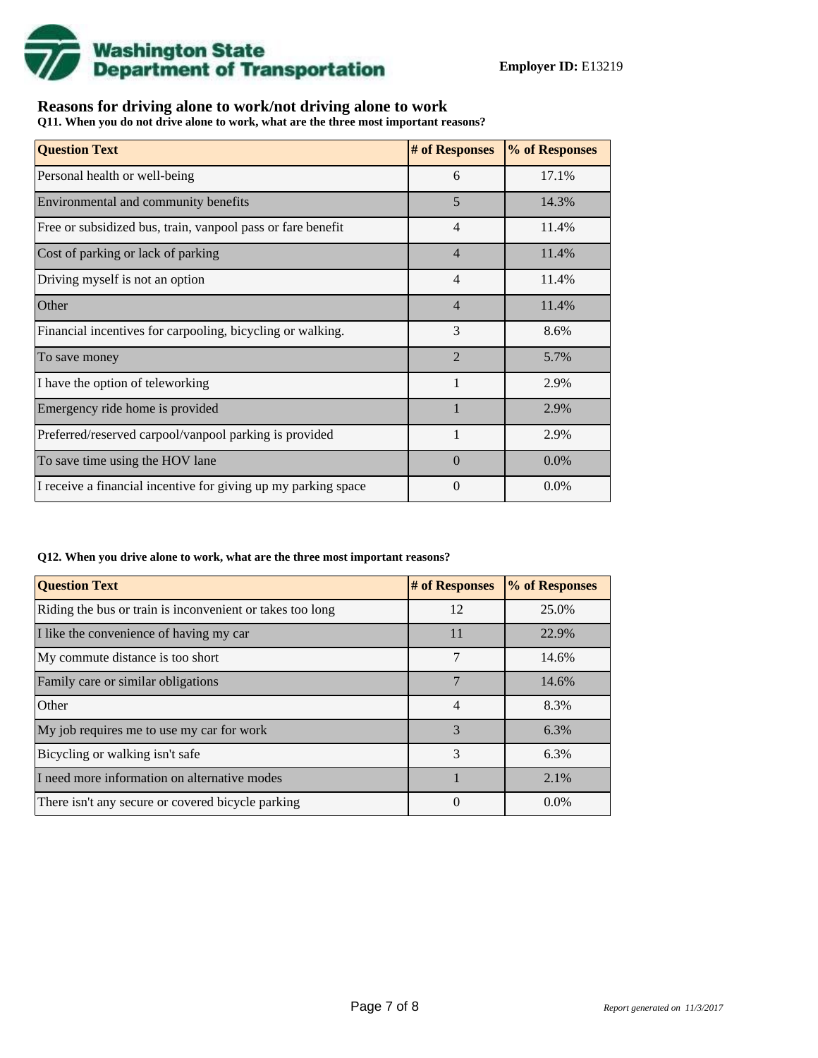**Employer ID:** E13219

## Reasons for driving alone to work/not driving alone to work

**Q11. When you do not drive alone to work, what are the three most important reasons?**

| Question Text | # of Responses | % of Responses |
|---|---|---|
| Personal health or well-being | 6 | 17.1% |
| Environmental and community benefits | 5 | 14.3% |
| Free or subsidized bus, train, vanpool pass or fare benefit | 4 | 11.4% |
| Cost of parking or lack of parking | 4 | 11.4% |
| Driving myself is not an option | 4 | 11.4% |
| Other | 4 | 11.4% |
| Financial incentives for carpooling, bicycling or walking. | 3 | 8.6% |
| To save money | 2 | 5.7% |
| I have the option of teleworking | 1 | 2.9% |
| Emergency ride home is provided | 1 | 2.9% |
| Preferred/reserved carpool/vanpool parking is provided | 1 | 2.9% |
| To save time using the HOV lane | 0 | 0.0% |
| I receive a financial incentive for giving up my parking space | 0 | 0.0% |

**Q12. When you drive alone to work, what are the three most important reasons?**

| Question Text | # of Responses | % of Responses |
|---|---|---|
| Riding the bus or train is inconvenient or takes too long | 12 | 25.0% |
| I like the convenience of having my car | 11 | 22.9% |
| My commute distance is too short | 7 | 14.6% |
| Family care or similar obligations | 7 | 14.6% |
| Other | 4 | 8.3% |
| My job requires me to use my car for work | 3 | 6.3% |
| Bicycling or walking isn't safe | 3 | 6.3% |
| I need more information on alternative modes | 1 | 2.1% |
| There isn't any secure or covered bicycle parking | 0 | 0.0% |

*Report generated on 11/3/2017*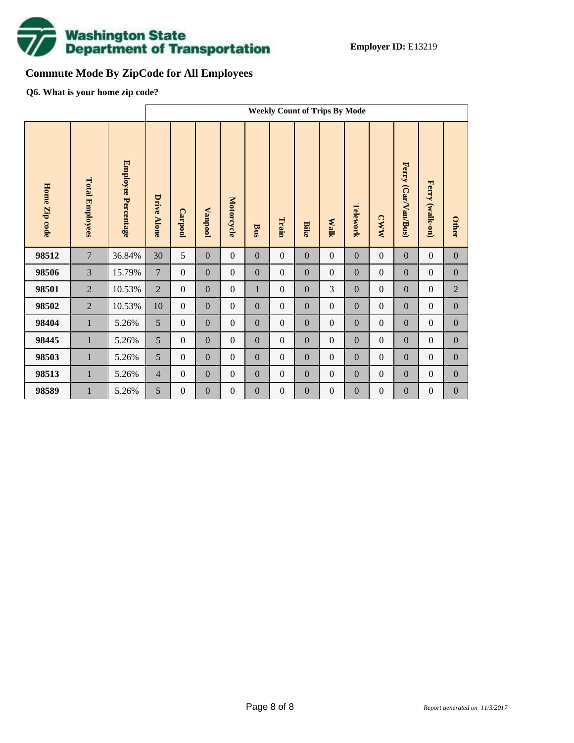**Employer ID:** E13219

## Commute Mode By ZipCode for All Employees

**Q6. What is your home zip code?**

| | | | Weekly Count of Trips By Mode | | | | | | | | | | | | |
|---|---|---|---|---|---|---|---|---|---|---|---|---|---|---|---|
| Home Zip code | Total Employees | Employee Percentage | Drive Alone | Carpool | Vanpool | Motorcycle | Bus | Train | Bike | Walk | Telework | CWW | Ferry (Car/Van/Bus) | Ferry (walk-on) | Other |
| 98512 | 7 | 36.84% | 30 | 5 | 0 | 0 | 0 | 0 | 0 | 0 | 0 | 0 | 0 | 0 | 0 |
| 98506 | 3 | 15.79% | 7 | 0 | 0 | 0 | 0 | 0 | 0 | 0 | 0 | 0 | 0 | 0 | 0 |
| 98501 | 2 | 10.53% | 2 | 0 | 0 | 0 | 1 | 0 | 0 | 3 | 0 | 0 | 0 | 0 | 2 |
| 98502 | 2 | 10.53% | 10 | 0 | 0 | 0 | 0 | 0 | 0 | 0 | 0 | 0 | 0 | 0 | 0 |
| 98404 | 1 | 5.26% | 5 | 0 | 0 | 0 | 0 | 0 | 0 | 0 | 0 | 0 | 0 | 0 | 0 |
| 98445 | 1 | 5.26% | 5 | 0 | 0 | 0 | 0 | 0 | 0 | 0 | 0 | 0 | 0 | 0 | 0 |
| 98503 | 1 | 5.26% | 5 | 0 | 0 | 0 | 0 | 0 | 0 | 0 | 0 | 0 | 0 | 0 | 0 |
| 98513 | 1 | 5.26% | 4 | 0 | 0 | 0 | 0 | 0 | 0 | 0 | 0 | 0 | 0 | 0 | 0 |
| 98589 | 1 | 5.26% | 5 | 0 | 0 | 0 | 0 | 0 | 0 | 0 | 0 | 0 | 0 | 0 | 0 |

*Report generated on 11/3/2017*